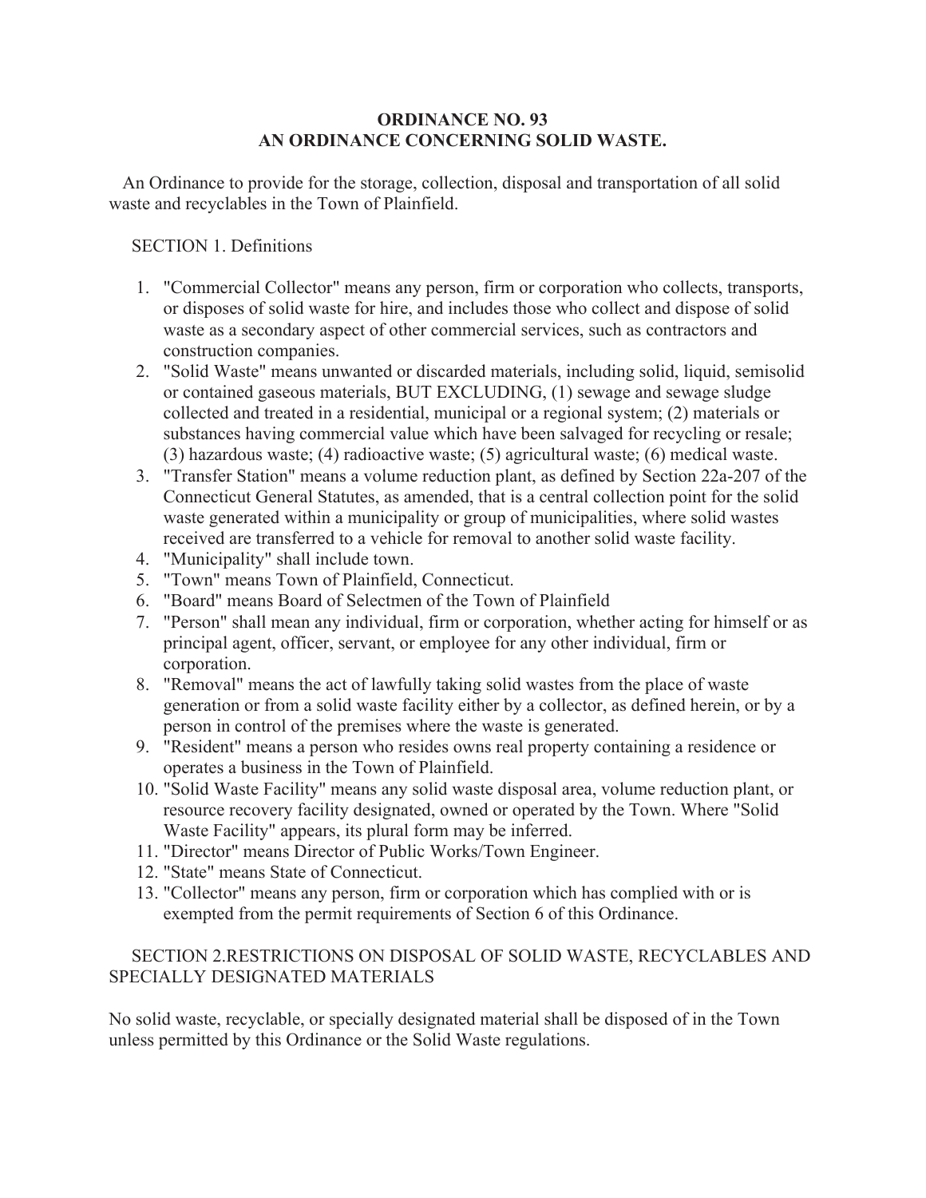# ORDINANCE NO. 93
## AN ORDINANCE CONCERNING SOLID WASTE.

An Ordinance to provide for the storage, collection, disposal and transportation of all solid waste and recyclables in the Town of Plainfield.

SECTION 1. Definitions

1. "Commercial Collector" means any person, firm or corporation who collects, transports, or disposes of solid waste for hire, and includes those who collect and dispose of solid waste as a secondary aspect of other commercial services, such as contractors and construction companies.
2. "Solid Waste" means unwanted or discarded materials, including solid, liquid, semisolid or contained gaseous materials, BUT EXCLUDING, (1) sewage and sewage sludge collected and treated in a residential, municipal or a regional system; (2) materials or substances having commercial value which have been salvaged for recycling or resale; (3) hazardous waste; (4) radioactive waste; (5) agricultural waste; (6) medical waste.
3. "Transfer Station" means a volume reduction plant, as defined by Section 22a-207 of the Connecticut General Statutes, as amended, that is a central collection point for the solid waste generated within a municipality or group of municipalities, where solid wastes received are transferred to a vehicle for removal to another solid waste facility.
4. "Municipality" shall include town.
5. "Town" means Town of Plainfield, Connecticut.
6. "Board" means Board of Selectmen of the Town of Plainfield
7. "Person" shall mean any individual, firm or corporation, whether acting for himself or as principal agent, officer, servant, or employee for any other individual, firm or corporation.
8. "Removal" means the act of lawfully taking solid wastes from the place of waste generation or from a solid waste facility either by a collector, as defined herein, or by a person in control of the premises where the waste is generated.
9. "Resident" means a person who resides owns real property containing a residence or operates a business in the Town of Plainfield.
10. "Solid Waste Facility" means any solid waste disposal area, volume reduction plant, or resource recovery facility designated, owned or operated by the Town. Where "Solid Waste Facility" appears, its plural form may be inferred.
11. "Director" means Director of Public Works/Town Engineer.
12. "State" means State of Connecticut.
13. "Collector" means any person, firm or corporation which has complied with or is exempted from the permit requirements of Section 6 of this Ordinance.

SECTION 2.RESTRICTIONS ON DISPOSAL OF SOLID WASTE, RECYCLABLES AND SPECIALLY DESIGNATED MATERIALS

No solid waste, recyclable, or specially designated material shall be disposed of in the Town unless permitted by this Ordinance or the Solid Waste regulations.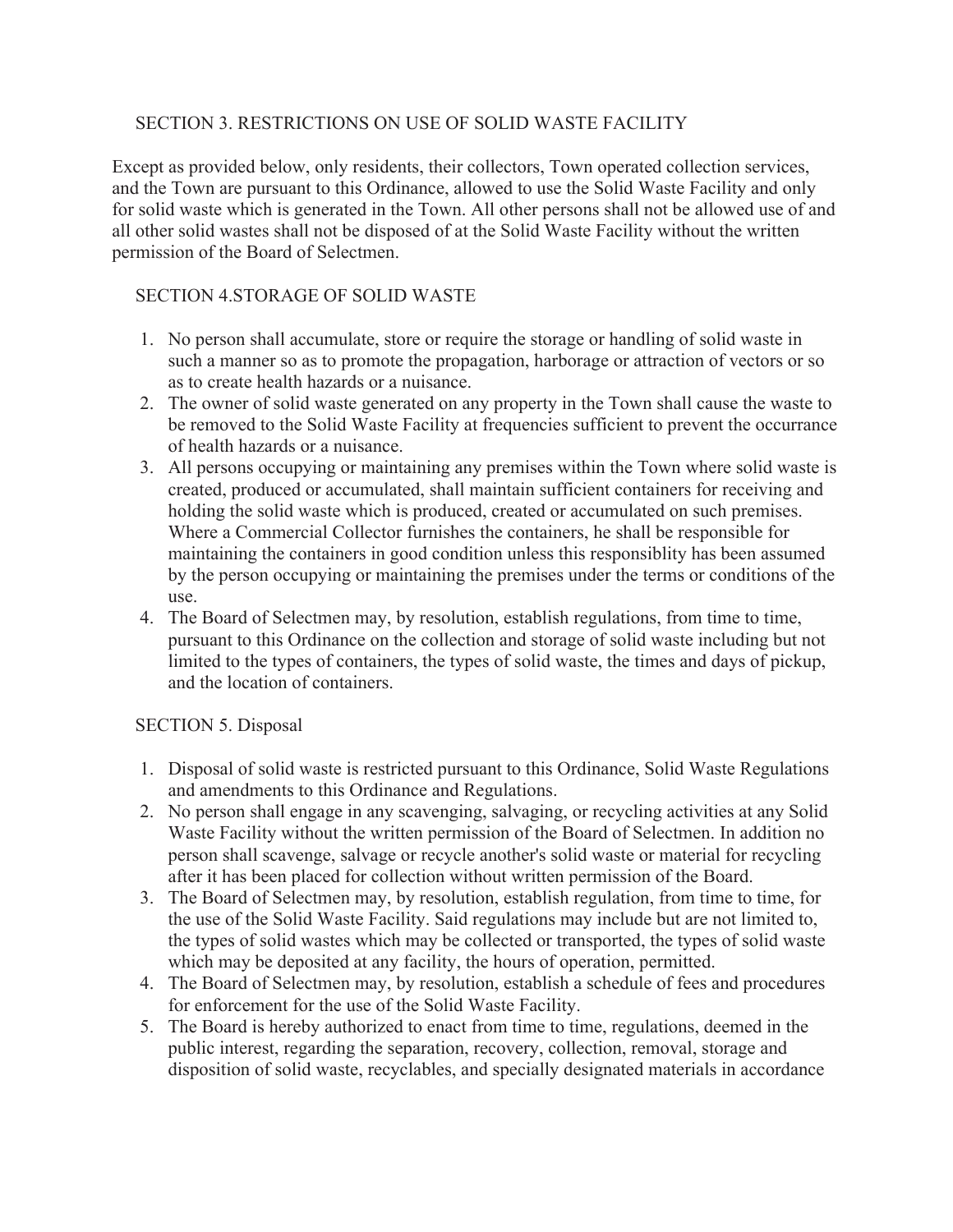## SECTION 3. RESTRICTIONS ON USE OF SOLID WASTE FACILITY

Except as provided below, only residents, their collectors, Town operated collection services, and the Town are pursuant to this Ordinance, allowed to use the Solid Waste Facility and only for solid waste which is generated in the Town. All other persons shall not be allowed use of and all other solid wastes shall not be disposed of at the Solid Waste Facility without the written permission of the Board of Selectmen.

## SECTION 4.STORAGE OF SOLID WASTE

1. No person shall accumulate, store or require the storage or handling of solid waste in such a manner so as to promote the propagation, harborage or attraction of vectors or so as to create health hazards or a nuisance.
2. The owner of solid waste generated on any property in the Town shall cause the waste to be removed to the Solid Waste Facility at frequencies sufficient to prevent the occurrance of health hazards or a nuisance.
3. All persons occupying or maintaining any premises within the Town where solid waste is created, produced or accumulated, shall maintain sufficient containers for receiving and holding the solid waste which is produced, created or accumulated on such premises. Where a Commercial Collector furnishes the containers, he shall be responsible for maintaining the containers in good condition unless this responsiblity has been assumed by the person occupying or maintaining the premises under the terms or conditions of the use.
4. The Board of Selectmen may, by resolution, establish regulations, from time to time, pursuant to this Ordinance on the collection and storage of solid waste including but not limited to the types of containers, the types of solid waste, the times and days of pickup, and the location of containers.

## SECTION 5. Disposal

1. Disposal of solid waste is restricted pursuant to this Ordinance, Solid Waste Regulations and amendments to this Ordinance and Regulations.
2. No person shall engage in any scavenging, salvaging, or recycling activities at any Solid Waste Facility without the written permission of the Board of Selectmen. In addition no person shall scavenge, salvage or recycle another's solid waste or material for recycling after it has been placed for collection without written permission of the Board.
3. The Board of Selectmen may, by resolution, establish regulation, from time to time, for the use of the Solid Waste Facility. Said regulations may include but are not limited to, the types of solid wastes which may be collected or transported, the types of solid waste which may be deposited at any facility, the hours of operation, permitted.
4. The Board of Selectmen may, by resolution, establish a schedule of fees and procedures for enforcement for the use of the Solid Waste Facility.
5. The Board is hereby authorized to enact from time to time, regulations, deemed in the public interest, regarding the separation, recovery, collection, removal, storage and disposition of solid waste, recyclables, and specially designated materials in accordance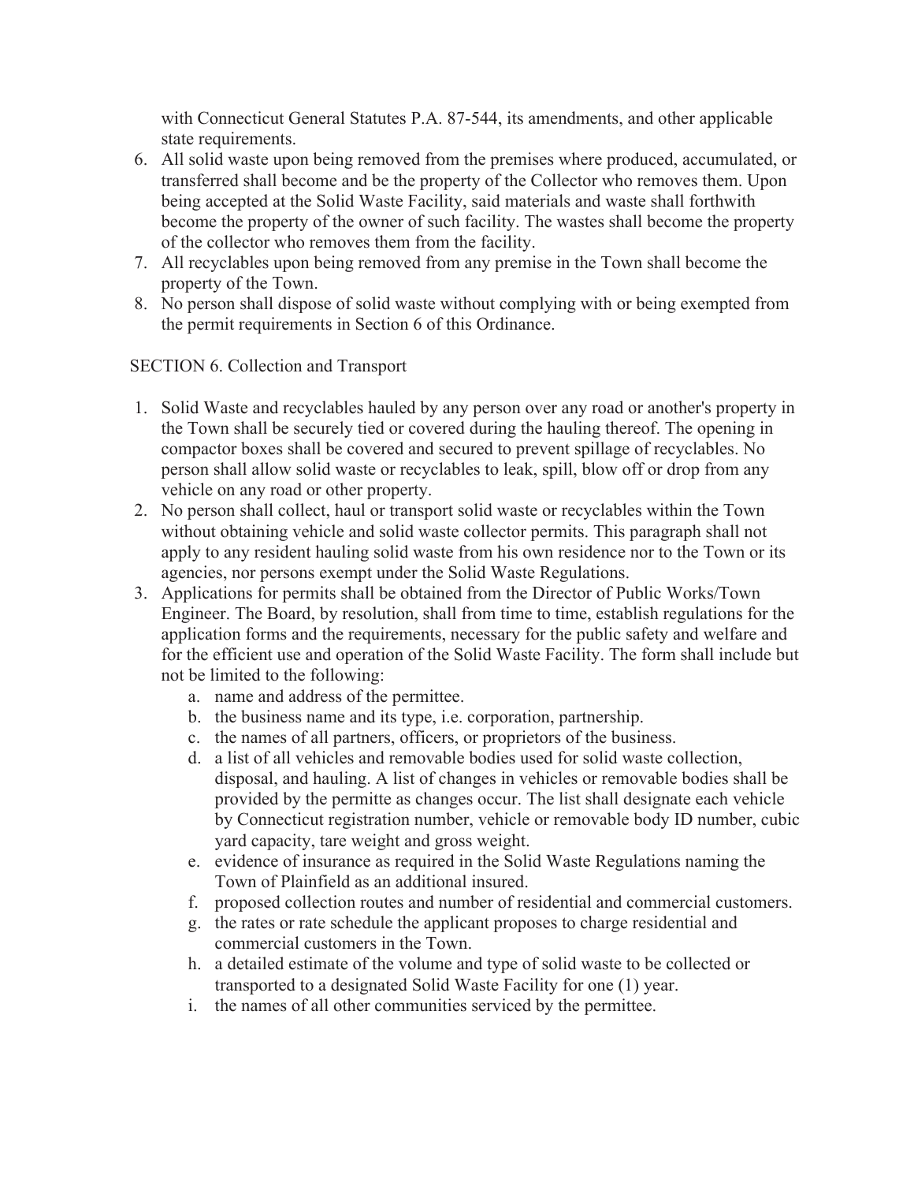with Connecticut General Statutes P.A. 87-544, its amendments, and other applicable state requirements.

6. All solid waste upon being removed from the premises where produced, accumulated, or transferred shall become and be the property of the Collector who removes them. Upon being accepted at the Solid Waste Facility, said materials and waste shall forthwith become the property of the owner of such facility. The wastes shall become the property of the collector who removes them from the facility.
7. All recyclables upon being removed from any premise in the Town shall become the property of the Town.
8. No person shall dispose of solid waste without complying with or being exempted from the permit requirements in Section 6 of this Ordinance.

SECTION 6. Collection and Transport

1. Solid Waste and recyclables hauled by any person over any road or another's property in the Town shall be securely tied or covered during the hauling thereof. The opening in compactor boxes shall be covered and secured to prevent spillage of recyclables. No person shall allow solid waste or recyclables to leak, spill, blow off or drop from any vehicle on any road or other property.
2. No person shall collect, haul or transport solid waste or recyclables within the Town without obtaining vehicle and solid waste collector permits. This paragraph shall not apply to any resident hauling solid waste from his own residence nor to the Town or its agencies, nor persons exempt under the Solid Waste Regulations.
3. Applications for permits shall be obtained from the Director of Public Works/Town Engineer. The Board, by resolution, shall from time to time, establish regulations for the application forms and the requirements, necessary for the public safety and welfare and for the efficient use and operation of the Solid Waste Facility. The form shall include but not be limited to the following:
   a. name and address of the permittee.
   b. the business name and its type, i.e. corporation, partnership.
   c. the names of all partners, officers, or proprietors of the business.
   d. a list of all vehicles and removable bodies used for solid waste collection, disposal, and hauling. A list of changes in vehicles or removable bodies shall be provided by the permitte as changes occur. The list shall designate each vehicle by Connecticut registration number, vehicle or removable body ID number, cubic yard capacity, tare weight and gross weight.
   e. evidence of insurance as required in the Solid Waste Regulations naming the Town of Plainfield as an additional insured.
   f. proposed collection routes and number of residential and commercial customers.
   g. the rates or rate schedule the applicant proposes to charge residential and commercial customers in the Town.
   h. a detailed estimate of the volume and type of solid waste to be collected or transported to a designated Solid Waste Facility for one (1) year.
   i. the names of all other communities serviced by the permittee.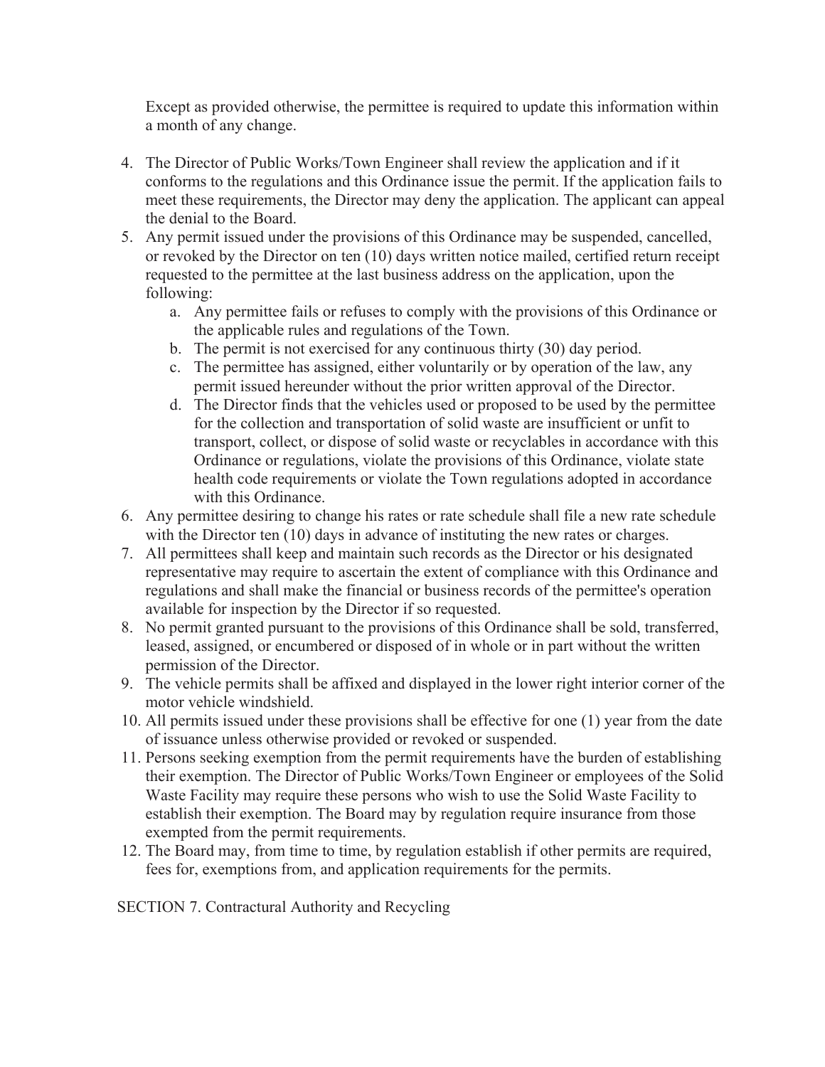Except as provided otherwise, the permittee is required to update this information within a month of any change.

4. The Director of Public Works/Town Engineer shall review the application and if it conforms to the regulations and this Ordinance issue the permit. If the application fails to meet these requirements, the Director may deny the application. The applicant can appeal the denial to the Board.
5. Any permit issued under the provisions of this Ordinance may be suspended, cancelled, or revoked by the Director on ten (10) days written notice mailed, certified return receipt requested to the permittee at the last business address on the application, upon the following:
   a. Any permittee fails or refuses to comply with the provisions of this Ordinance or the applicable rules and regulations of the Town.
   b. The permit is not exercised for any continuous thirty (30) day period.
   c. The permittee has assigned, either voluntarily or by operation of the law, any permit issued hereunder without the prior written approval of the Director.
   d. The Director finds that the vehicles used or proposed to be used by the permittee for the collection and transportation of solid waste are insufficient or unfit to transport, collect, or dispose of solid waste or recyclables in accordance with this Ordinance or regulations, violate the provisions of this Ordinance, violate state health code requirements or violate the Town regulations adopted in accordance with this Ordinance.
6. Any permittee desiring to change his rates or rate schedule shall file a new rate schedule with the Director ten (10) days in advance of instituting the new rates or charges.
7. All permittees shall keep and maintain such records as the Director or his designated representative may require to ascertain the extent of compliance with this Ordinance and regulations and shall make the financial or business records of the permittee's operation available for inspection by the Director if so requested.
8. No permit granted pursuant to the provisions of this Ordinance shall be sold, transferred, leased, assigned, or encumbered or disposed of in whole or in part without the written permission of the Director.
9. The vehicle permits shall be affixed and displayed in the lower right interior corner of the motor vehicle windshield.
10. All permits issued under these provisions shall be effective for one (1) year from the date of issuance unless otherwise provided or revoked or suspended.
11. Persons seeking exemption from the permit requirements have the burden of establishing their exemption. The Director of Public Works/Town Engineer or employees of the Solid Waste Facility may require these persons who wish to use the Solid Waste Facility to establish their exemption. The Board may by regulation require insurance from those exempted from the permit requirements.
12. The Board may, from time to time, by regulation establish if other permits are required, fees for, exemptions from, and application requirements for the permits.

SECTION 7. Contractural Authority and Recycling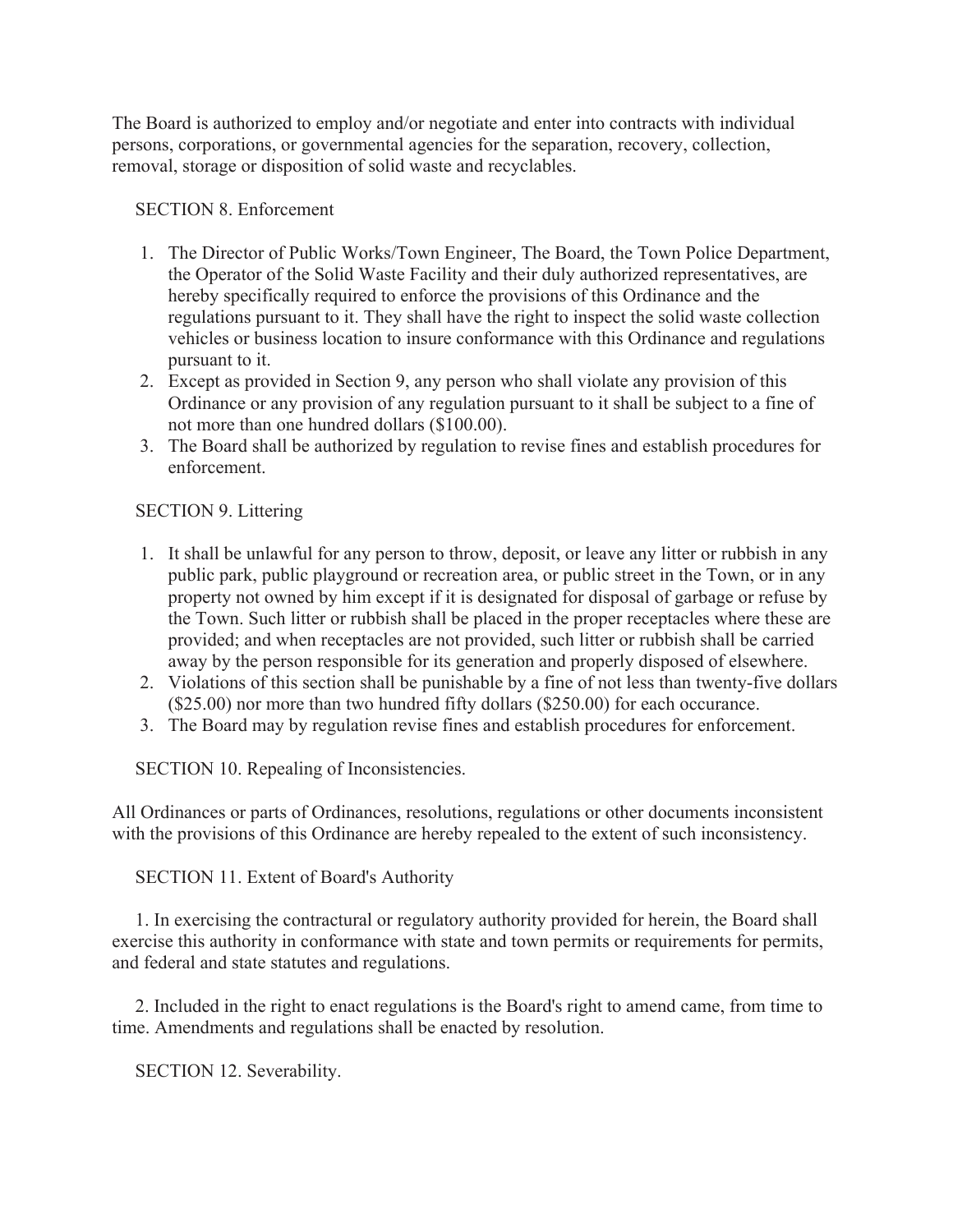The Board is authorized to employ and/or negotiate and enter into contracts with individual persons, corporations, or governmental agencies for the separation, recovery, collection, removal, storage or disposition of solid waste and recyclables.

SECTION 8. Enforcement

1. The Director of Public Works/Town Engineer, The Board, the Town Police Department, the Operator of the Solid Waste Facility and their duly authorized representatives, are hereby specifically required to enforce the provisions of this Ordinance and the regulations pursuant to it. They shall have the right to inspect the solid waste collection vehicles or business location to insure conformance with this Ordinance and regulations pursuant to it.
2. Except as provided in Section 9, any person who shall violate any provision of this Ordinance or any provision of any regulation pursuant to it shall be subject to a fine of not more than one hundred dollars ($100.00).
3. The Board shall be authorized by regulation to revise fines and establish procedures for enforcement.

SECTION 9. Littering

1. It shall be unlawful for any person to throw, deposit, or leave any litter or rubbish in any public park, public playground or recreation area, or public street in the Town, or in any property not owned by him except if it is designated for disposal of garbage or refuse by the Town. Such litter or rubbish shall be placed in the proper receptacles where these are provided; and when receptacles are not provided, such litter or rubbish shall be carried away by the person responsible for its generation and properly disposed of elsewhere.
2. Violations of this section shall be punishable by a fine of not less than twenty-five dollars ($25.00) nor more than two hundred fifty dollars ($250.00) for each occurance.
3. The Board may by regulation revise fines and establish procedures for enforcement.

SECTION 10. Repealing of Inconsistencies.

All Ordinances or parts of Ordinances, resolutions, regulations or other documents inconsistent with the provisions of this Ordinance are hereby repealed to the extent of such inconsistency.

SECTION 11. Extent of Board's Authority

1. In exercising the contractural or regulatory authority provided for herein, the Board shall exercise this authority in conformance with state and town permits or requirements for permits, and federal and state statutes and regulations.

2. Included in the right to enact regulations is the Board's right to amend came, from time to time. Amendments and regulations shall be enacted by resolution.

SECTION 12. Severability.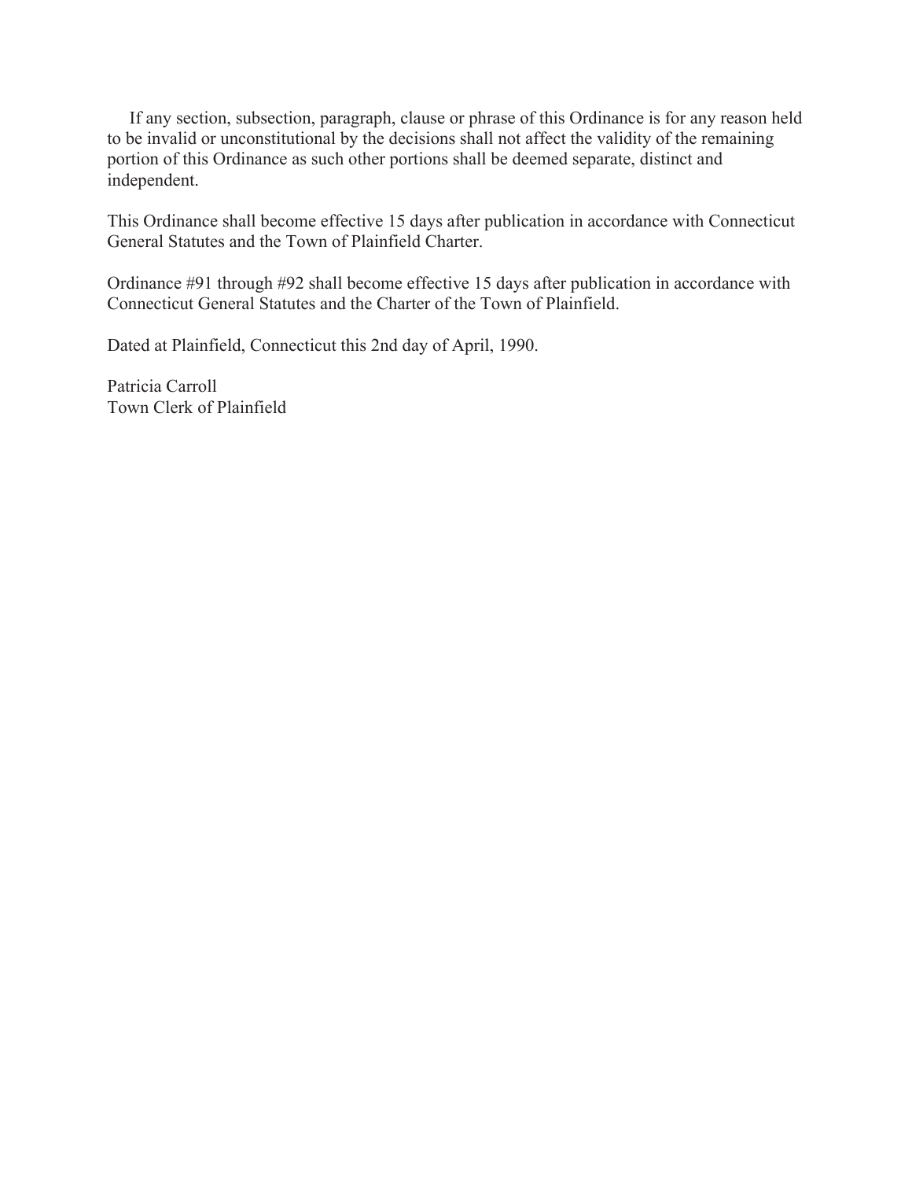If any section, subsection, paragraph, clause or phrase of this Ordinance is for any reason held to be invalid or unconstitutional by the decisions shall not affect the validity of the remaining portion of this Ordinance as such other portions shall be deemed separate, distinct and independent.

This Ordinance shall become effective 15 days after publication in accordance with Connecticut General Statutes and the Town of Plainfield Charter.

Ordinance #91 through #92 shall become effective 15 days after publication in accordance with Connecticut General Statutes and the Charter of the Town of Plainfield.

Dated at Plainfield, Connecticut this 2nd day of April, 1990.

Patricia Carroll  
Town Clerk of Plainfield